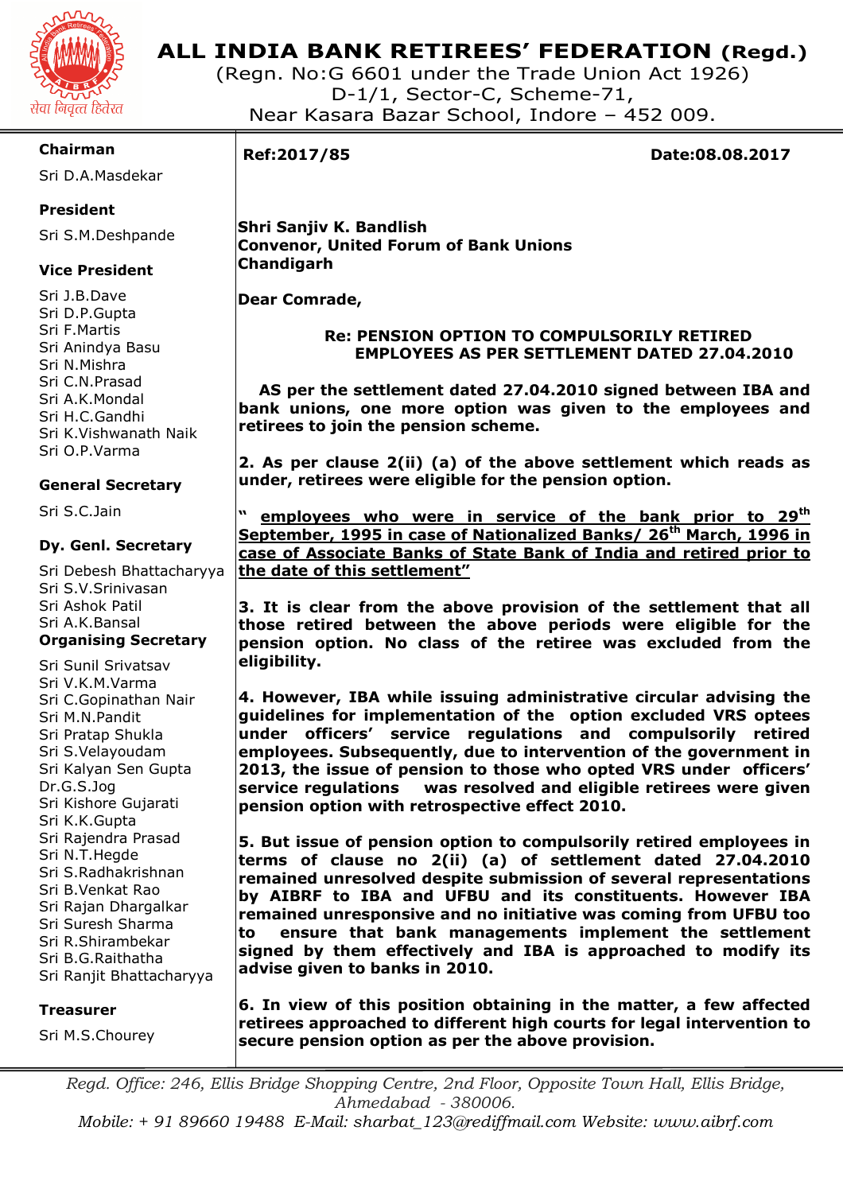# ALL INDIA BANK RETIREES' FEDERATION (Regd.)

(Regn. No:G 6601 under the Trade Union Act 1926)
D-1/1, Sector-C, Scheme-71,
Near Kasara Bazar School, Indore – 452 009.

सेवा निवृत्त हितरत

**Chairman**
Sri D.A.Masdekar

**President**
Sri S.M.Deshpande

**Vice President**
Sri J.B.Dave
Sri D.P.Gupta
Sri F.Martis
Sri Anindya Basu
Sri N.Mishra
Sri C.N.Prasad
Sri A.K.Mondal
Sri H.C.Gandhi
Sri K.Vishwanath Naik
Sri O.P.Varma

**General Secretary**
Sri S.C.Jain

**Dy. Genl. Secretary**
Sri Debesh Bhattacharyya
Sri S.V.Srinivasan
Sri Ashok Patil
Sri A.K.Bansal

**Organising Secretary**
Sri Sunil Srivatsav
Sri V.K.M.Varma
Sri C.Gopinathan Nair
Sri M.N.Pandit
Sri Pratap Shukla
Sri S.Velayoudam
Sri Kalyan Sen Gupta
Dr.G.S.Jog
Sri Kishore Gujarati
Sri K.K.Gupta
Sri Rajendra Prasad
Sri N.T.Hegde
Sri S.Radhakrishnan
Sri B.Venkat Rao
Sri Rajan Dhargalkar
Sri Suresh Sharma
Sri R.Shirambekar
Sri B.G.Raithatha
Sri Ranjit Bhattacharyya

**Treasurer**
Sri M.S.Chourey

---

**Ref:2017/85** **Date:08.08.2017**

**Shri Sanjiv K. Bandlish**
**Convenor, United Forum of Bank Unions**
**Chandigarh**

**Dear Comrade,**

**Re: PENSION OPTION TO COMPULSORILY RETIRED EMPLOYEES AS PER SETTLEMENT DATED 27.04.2010**

**AS per the settlement dated 27.04.2010 signed between IBA and bank unions, one more option was given to the employees and retirees to join the pension scheme.**

**2. As per clause 2(ii) (a) of the above settlement which reads as under, retirees were eligible for the pension option.**

**" <u>employees who were in service of the bank prior to 29th September, 1995 in case of Nationalized Banks/ 26th March, 1996 in case of Associate Banks of State Bank of India and retired prior to the date of this settlement"</u>**

**3. It is clear from the above provision of the settlement that all those retired between the above periods were eligible for the pension option. No class of the retiree was excluded from the eligibility.**

**4. However, IBA while issuing administrative circular advising the guidelines for implementation of the option excluded VRS optees under officers' service regulations and compulsorily retired employees. Subsequently, due to intervention of the government in 2013, the issue of pension to those who opted VRS under officers' service regulations was resolved and eligible retirees were given pension option with retrospective effect 2010.**

**5. But issue of pension option to compulsorily retired employees in terms of clause no 2(ii) (a) of settlement dated 27.04.2010 remained unresolved despite submission of several representations by AIBRF to IBA and UFBU and its constituents. However IBA remained unresponsive and no initiative was coming from UFBU too to ensure that bank managements implement the settlement signed by them effectively and IBA is approached to modify its advise given to banks in 2010.**

**6. In view of this position obtaining in the matter, a few affected retirees approached to different high courts for legal intervention to secure pension option as per the above provision.**

*Regd. Office: 246, Ellis Bridge Shopping Centre, 2nd Floor, Opposite Town Hall, Ellis Bridge, Ahmedabad - 380006.*
*Mobile: + 91 89660 19488 E-Mail: sharbat_123@rediffmail.com Website: www.aibrf.com*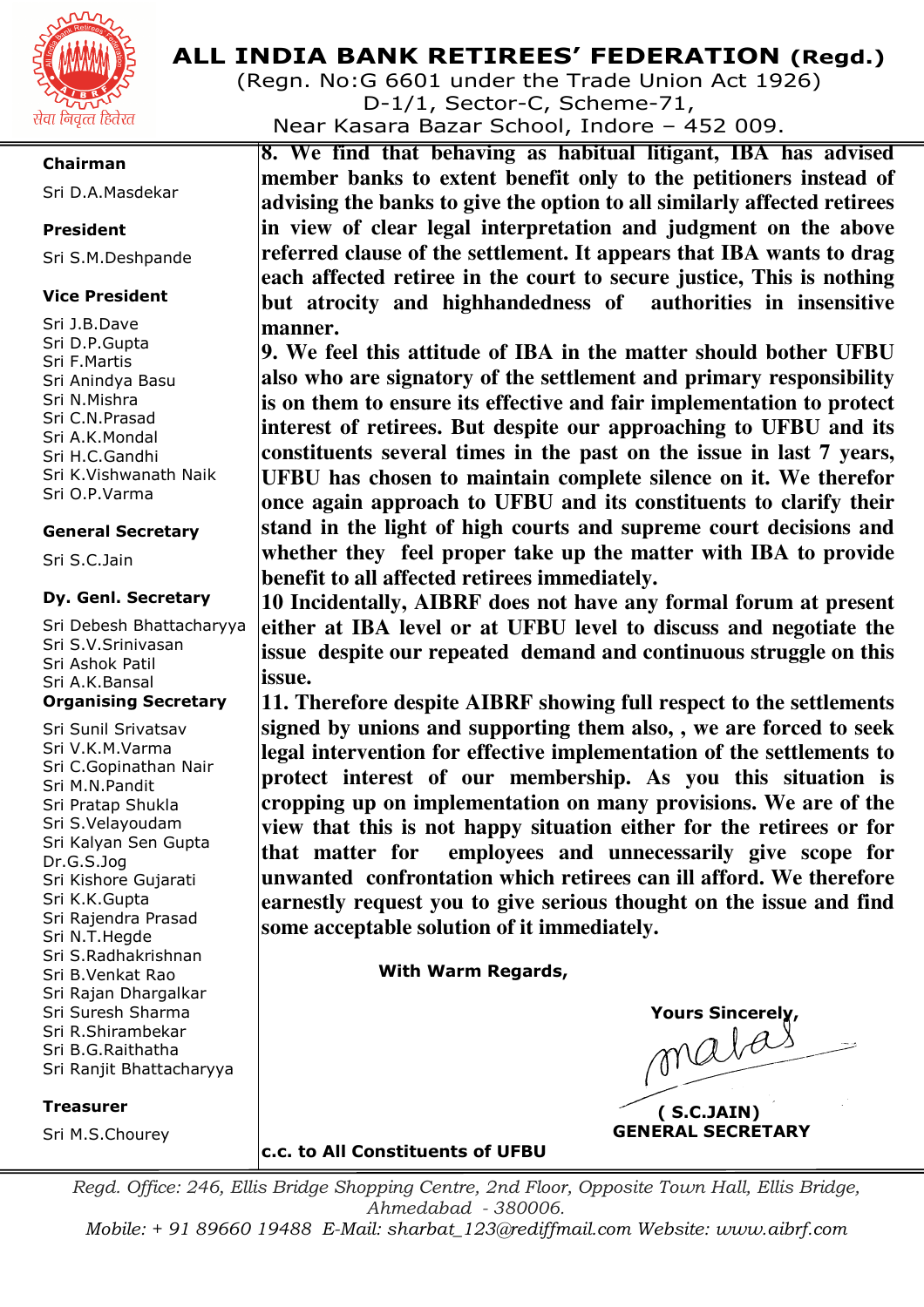# ALL INDIA BANK RETIREES' FEDERATION (Regd.)

(Regn. No:G 6601 under the Trade Union Act 1926)
D-1/1, Sector-C, Scheme-71,
Near Kasara Bazar School, Indore – 452 009.

सेवा निवृत्त हितरत

**Chairman**

Sri D.A.Masdekar

**President**

Sri S.M.Deshpande

**Vice President**

Sri J.B.Dave
Sri D.P.Gupta
Sri F.Martis
Sri Anindya Basu
Sri N.Mishra
Sri C.N.Prasad
Sri A.K.Mondal
Sri H.C.Gandhi
Sri K.Vishwanath Naik
Sri O.P.Varma

**General Secretary**

Sri S.C.Jain

**Dy. Genl. Secretary**

Sri Debesh Bhattacharyya
Sri S.V.Srinivasan
Sri Ashok Patil
Sri A.K.Bansal

**Organising Secretary**

Sri Sunil Srivatsav
Sri V.K.M.Varma
Sri C.Gopinathan Nair
Sri M.N.Pandit
Sri Pratap Shukla
Sri S.Velayoudam
Sri Kalyan Sen Gupta
Dr.G.S.Jog
Sri Kishore Gujarati
Sri K.K.Gupta
Sri Rajendra Prasad
Sri N.T.Hegde
Sri S.Radhakrishnan
Sri B.Venkat Rao
Sri Rajan Dhargalkar
Sri Suresh Sharma
Sri R.Shirambekar
Sri B.G.Raithatha
Sri Ranjit Bhattacharyya

**Treasurer**

Sri M.S.Chourey

**8. We find that behaving as habitual litigant, IBA has advised member banks to extent benefit only to the petitioners instead of advising the banks to give the option to all similarly affected retirees in view of clear legal interpretation and judgment on the above referred clause of the settlement. It appears that IBA wants to drag each affected retiree in the court to secure justice, This is nothing but atrocity and highhandedness of authorities in insensitive manner.**

**9. We feel this attitude of IBA in the matter should bother UFBU also who are signatory of the settlement and primary responsibility is on them to ensure its effective and fair implementation to protect interest of retirees. But despite our approaching to UFBU and its constituents several times in the past on the issue in last 7 years, UFBU has chosen to maintain complete silence on it. We therefor once again approach to UFBU and its constituents to clarify their stand in the light of high courts and supreme court decisions and whether they feel proper take up the matter with IBA to provide benefit to all affected retirees immediately.**

**10 Incidentally, AIBRF does not have any formal forum at present either at IBA level or at UFBU level to discuss and negotiate the issue despite our repeated demand and continuous struggle on this issue.**

**11. Therefore despite AIBRF showing full respect to the settlements signed by unions and supporting them also, , we are forced to seek legal intervention for effective implementation of the settlements to protect interest of our membership. As you this situation is cropping up on implementation on many provisions. We are of the view that this is not happy situation either for the retirees or for that matter for employees and unnecessarily give scope for unwanted confrontation which retirees can ill afford. We therefore earnestly request you to give serious thought on the issue and find some acceptable solution of it immediately.**

**With Warm Regards,**

**Yours Sincerely,**

**( S.C.JAIN)**
**GENERAL SECRETARY**

**c.c. to All Constituents of UFBU**

*Regd. Office: 246, Ellis Bridge Shopping Centre, 2nd Floor, Opposite Town Hall, Ellis Bridge, Ahmedabad - 380006.*
*Mobile: + 91 89660 19488 E-Mail: sharbat_123@rediffmail.com Website: www.aibrf.com*